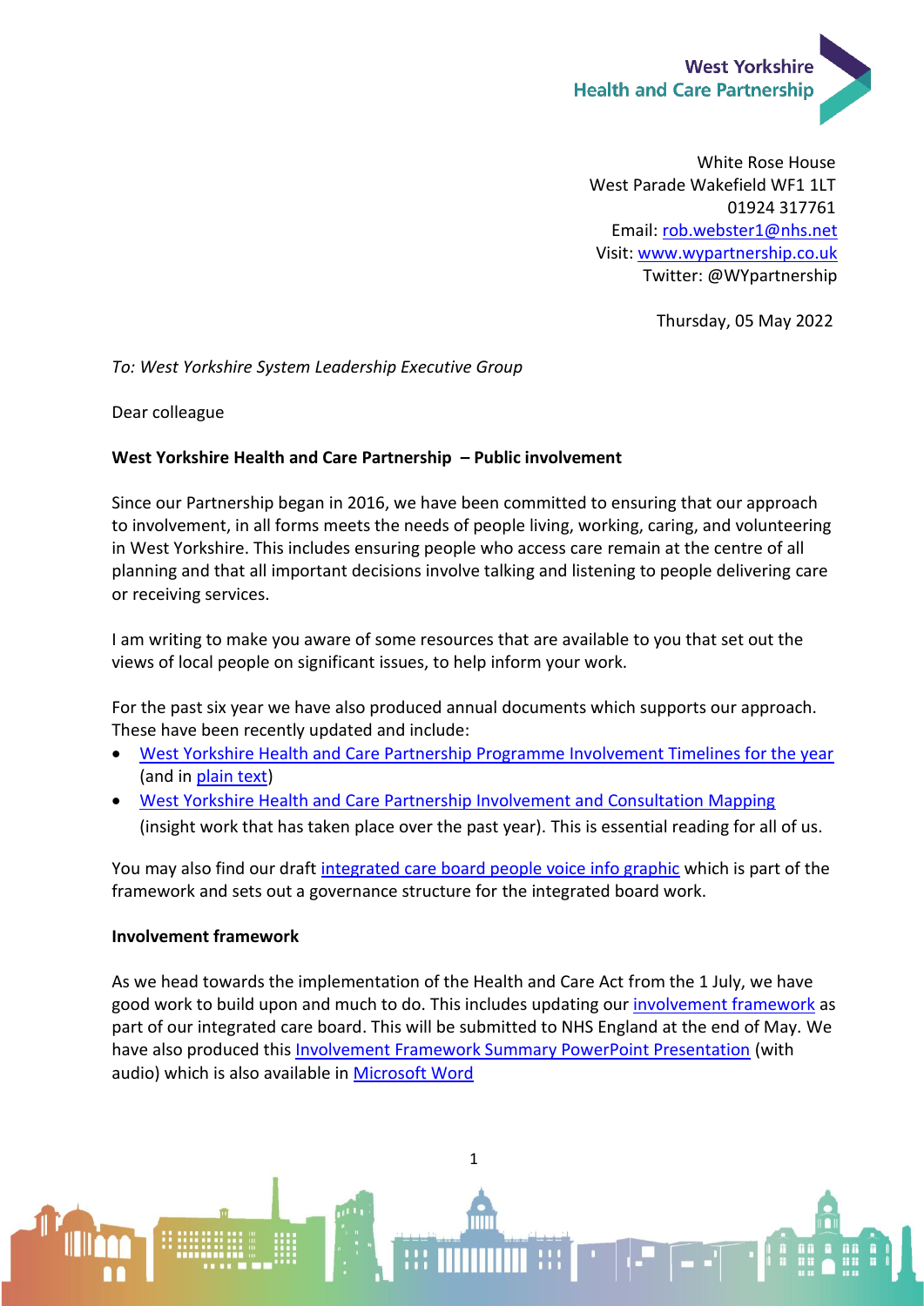West Yorkshire
Health and Care Partnership

White Rose House
West Parade Wakefield WF1 1LT
01924 317761
Email: rob.webster1@nhs.net
Visit: www.wypartnership.co.uk
Twitter: @WYpartnership

Thursday, 05 May 2022

*To: West Yorkshire System Leadership Executive Group*

Dear colleague

**West Yorkshire Health and Care Partnership – Public involvement**

Since our Partnership began in 2016, we have been committed to ensuring that our approach to involvement, in all forms meets the needs of people living, working, caring, and volunteering in West Yorkshire. This includes ensuring people who access care remain at the centre of all planning and that all important decisions involve talking and listening to people delivering care or receiving services.

I am writing to make you aware of some resources that are available to you that set out the views of local people on significant issues, to help inform your work.

For the past six year we have also produced annual documents which supports our approach. These have been recently updated and include:

- West Yorkshire Health and Care Partnership Programme Involvement Timelines for the year (and in plain text)
- West Yorkshire Health and Care Partnership Involvement and Consultation Mapping (insight work that has taken place over the past year). This is essential reading for all of us.

You may also find our draft integrated care board people voice info graphic which is part of the framework and sets out a governance structure for the integrated board work.

**Involvement framework**

As we head towards the implementation of the Health and Care Act from the 1 July, we have good work to build upon and much to do. This includes updating our involvement framework as part of our integrated care board. This will be submitted to NHS England at the end of May. We have also produced this Involvement Framework Summary PowerPoint Presentation (with audio) which is also available in Microsoft Word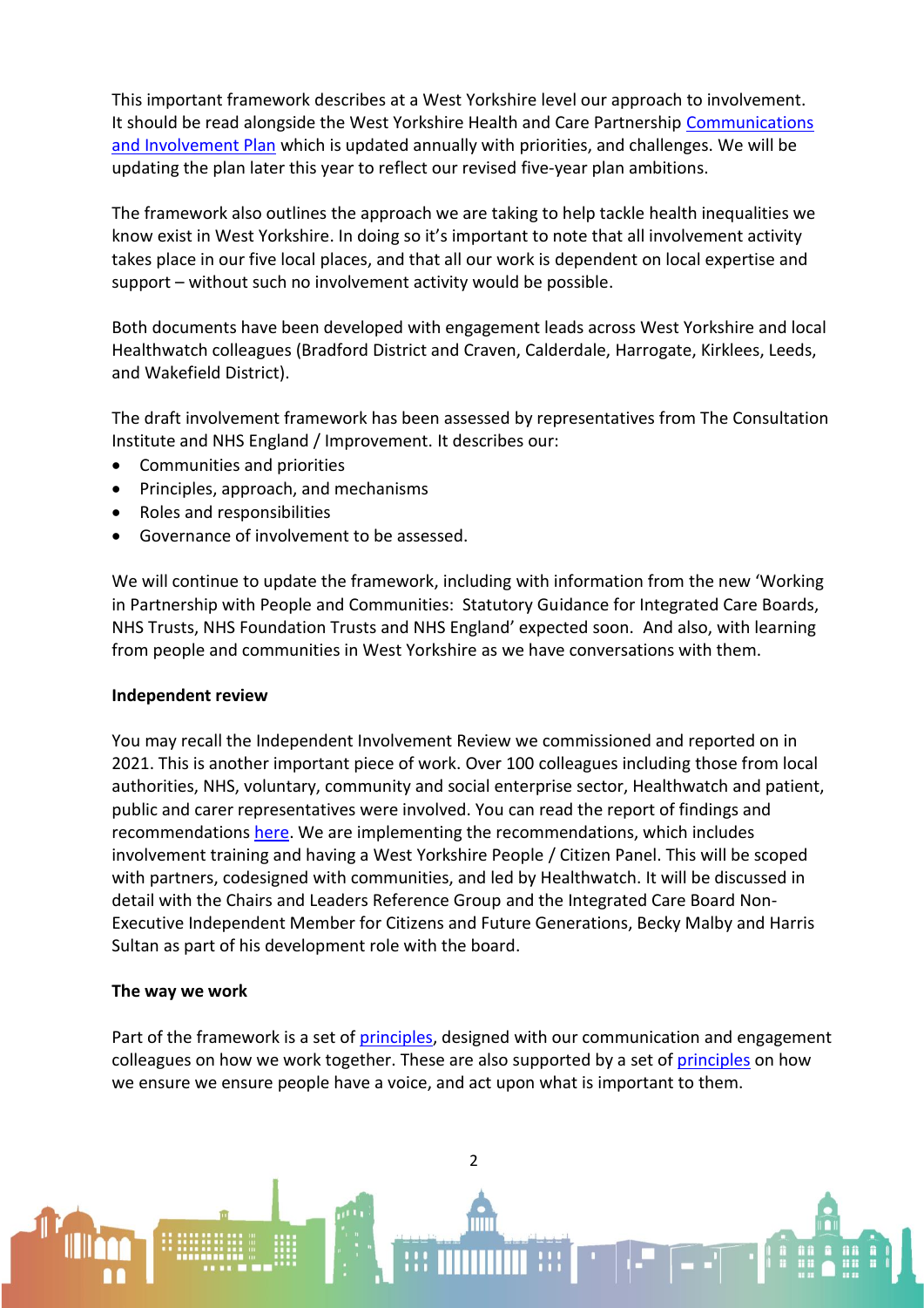This important framework describes at a West Yorkshire level our approach to involvement. It should be read alongside the West Yorkshire Health and Care Partnership Communications and Involvement Plan which is updated annually with priorities, and challenges. We will be updating the plan later this year to reflect our revised five-year plan ambitions.

The framework also outlines the approach we are taking to help tackle health inequalities we know exist in West Yorkshire. In doing so it's important to note that all involvement activity takes place in our five local places, and that all our work is dependent on local expertise and support – without such no involvement activity would be possible.

Both documents have been developed with engagement leads across West Yorkshire and local Healthwatch colleagues (Bradford District and Craven, Calderdale, Harrogate, Kirklees, Leeds, and Wakefield District).

The draft involvement framework has been assessed by representatives from The Consultation Institute and NHS England / Improvement. It describes our:

- Communities and priorities
- Principles, approach, and mechanisms
- Roles and responsibilities
- Governance of involvement to be assessed.

We will continue to update the framework, including with information from the new 'Working in Partnership with People and Communities: Statutory Guidance for Integrated Care Boards, NHS Trusts, NHS Foundation Trusts and NHS England' expected soon. And also, with learning from people and communities in West Yorkshire as we have conversations with them.

**Independent review**

You may recall the Independent Involvement Review we commissioned and reported on in 2021. This is another important piece of work. Over 100 colleagues including those from local authorities, NHS, voluntary, community and social enterprise sector, Healthwatch and patient, public and carer representatives were involved. You can read the report of findings and recommendations here. We are implementing the recommendations, which includes involvement training and having a West Yorkshire People / Citizen Panel. This will be scoped with partners, codesigned with communities, and led by Healthwatch. It will be discussed in detail with the Chairs and Leaders Reference Group and the Integrated Care Board Non-Executive Independent Member for Citizens and Future Generations, Becky Malby and Harris Sultan as part of his development role with the board.

**The way we work**

Part of the framework is a set of principles, designed with our communication and engagement colleagues on how we work together. These are also supported by a set of principles on how we ensure we ensure people have a voice, and act upon what is important to them.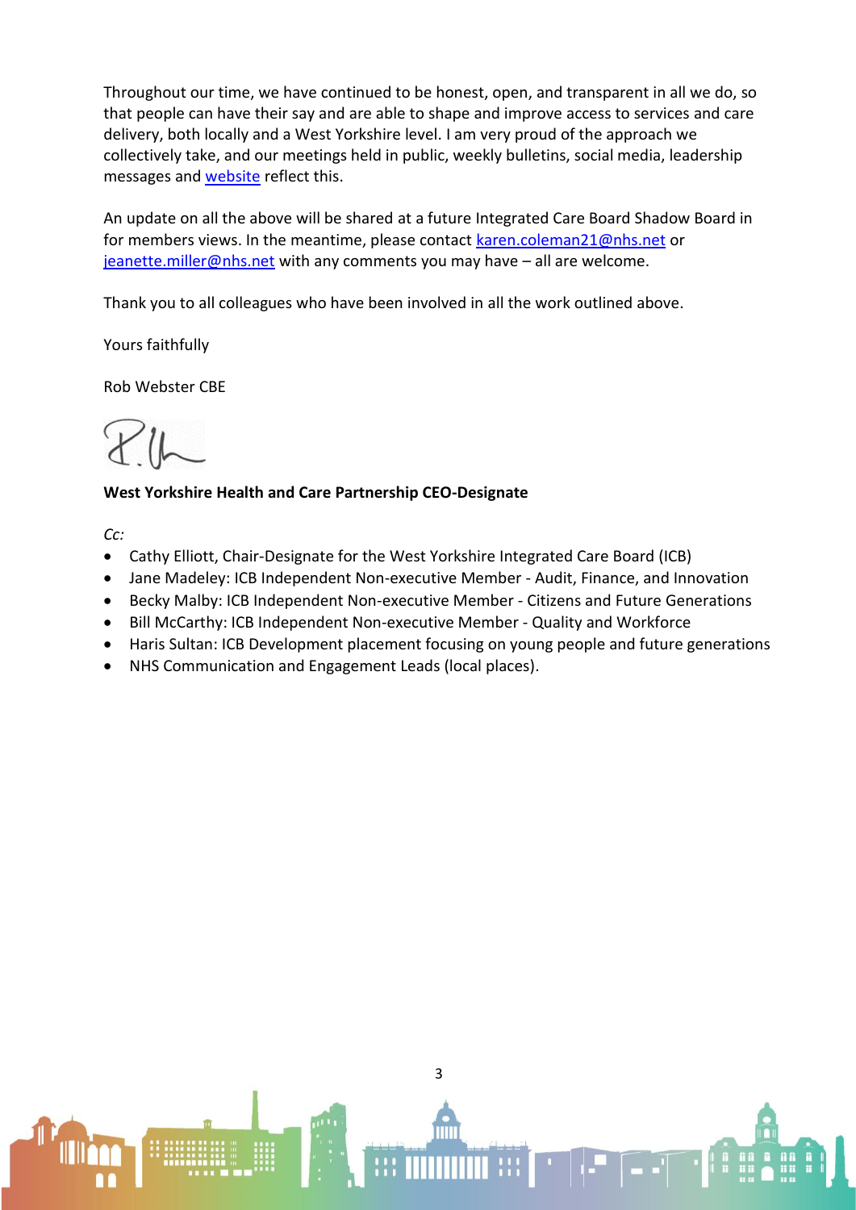Throughout our time, we have continued to be honest, open, and transparent in all we do, so that people can have their say and are able to shape and improve access to services and care delivery, both locally and a West Yorkshire level. I am very proud of the approach we collectively take, and our meetings held in public, weekly bulletins, social media, leadership messages and website reflect this.

An update on all the above will be shared at a future Integrated Care Board Shadow Board in for members views. In the meantime, please contact karen.coleman21@nhs.net or jeanette.miller@nhs.net with any comments you may have – all are welcome.

Thank you to all colleagues who have been involved in all the work outlined above.

Yours faithfully

Rob Webster CBE

**West Yorkshire Health and Care Partnership CEO-Designate**

*Cc:*

- Cathy Elliott, Chair-Designate for the West Yorkshire Integrated Care Board (ICB)
- Jane Madeley: ICB Independent Non-executive Member - Audit, Finance, and Innovation
- Becky Malby: ICB Independent Non-executive Member - Citizens and Future Generations
- Bill McCarthy: ICB Independent Non-executive Member - Quality and Workforce
- Haris Sultan: ICB Development placement focusing on young people and future generations
- NHS Communication and Engagement Leads (local places).